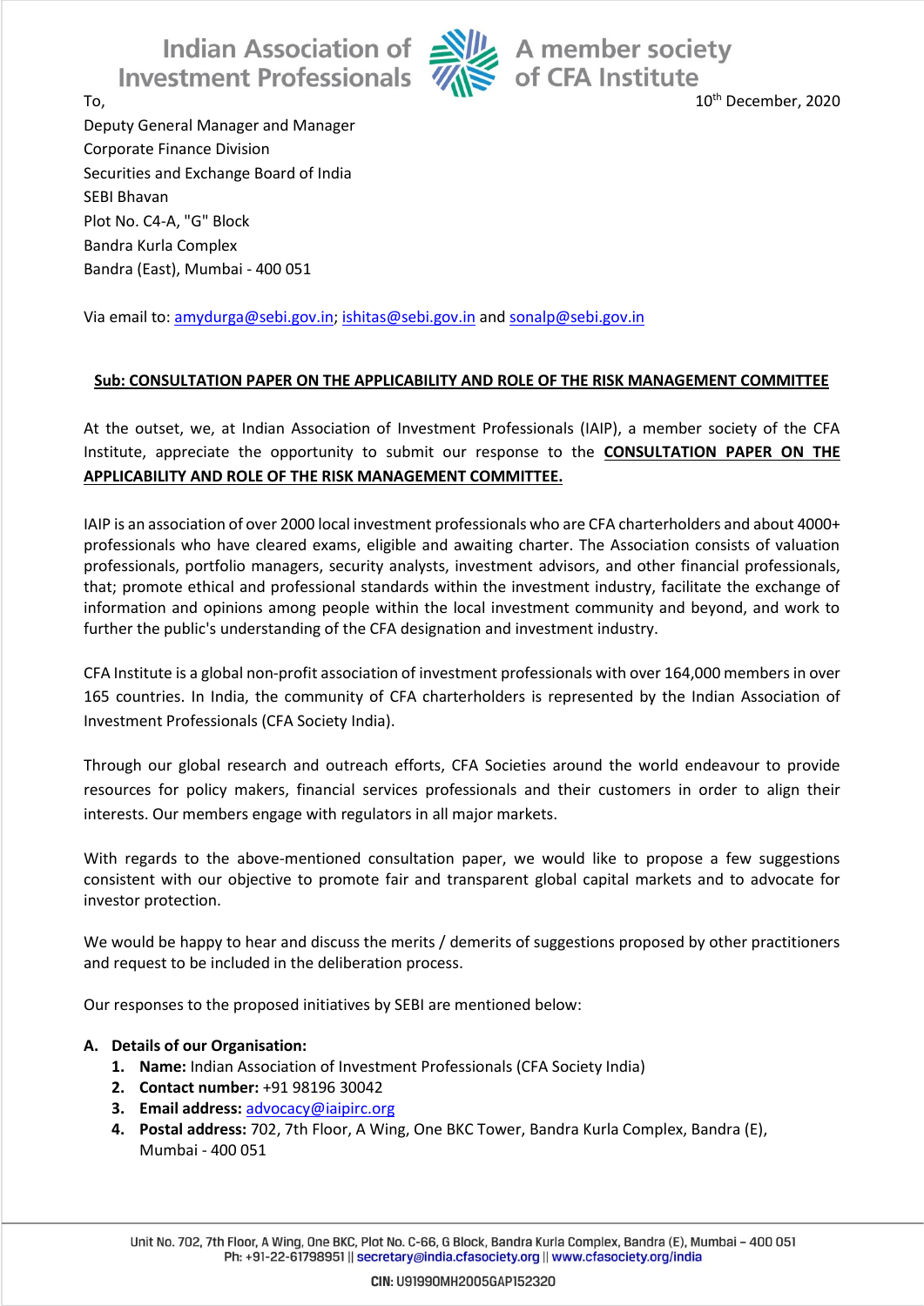To,

10th December, 2020

Deputy General Manager and Manager
Corporate Finance Division
Securities and Exchange Board of India
SEBI Bhavan
Plot No. C4-A, "G" Block
Bandra Kurla Complex
Bandra (East), Mumbai - 400 051

Via email to: amydurga@sebi.gov.in; ishitas@sebi.gov.in and sonalp@sebi.gov.in

**Sub: CONSULTATION PAPER ON THE APPLICABILITY AND ROLE OF THE RISK MANAGEMENT COMMITTEE**

At the outset, we, at Indian Association of Investment Professionals (IAIP), a member society of the CFA Institute, appreciate the opportunity to submit our response to the **CONSULTATION PAPER ON THE APPLICABILITY AND ROLE OF THE RISK MANAGEMENT COMMITTEE.**

IAIP is an association of over 2000 local investment professionals who are CFA charterholders and about 4000+ professionals who have cleared exams, eligible and awaiting charter. The Association consists of valuation professionals, portfolio managers, security analysts, investment advisors, and other financial professionals, that; promote ethical and professional standards within the investment industry, facilitate the exchange of information and opinions among people within the local investment community and beyond, and work to further the public's understanding of the CFA designation and investment industry.

CFA Institute is a global non-profit association of investment professionals with over 164,000 members in over 165 countries. In India, the community of CFA charterholders is represented by the Indian Association of Investment Professionals (CFA Society India).

Through our global research and outreach efforts, CFA Societies around the world endeavour to provide resources for policy makers, financial services professionals and their customers in order to align their interests. Our members engage with regulators in all major markets.

With regards to the above-mentioned consultation paper, we would like to propose a few suggestions consistent with our objective to promote fair and transparent global capital markets and to advocate for investor protection.

We would be happy to hear and discuss the merits / demerits of suggestions proposed by other practitioners and request to be included in the deliberation process.

Our responses to the proposed initiatives by SEBI are mentioned below:

**A. Details of our Organisation:**

1. **Name:** Indian Association of Investment Professionals (CFA Society India)
2. **Contact number:** +91 98196 30042
3. **Email address:** advocacy@iaipirc.org
4. **Postal address:** 702, 7th Floor, A Wing, One BKC Tower, Bandra Kurla Complex, Bandra (E), Mumbai - 400 051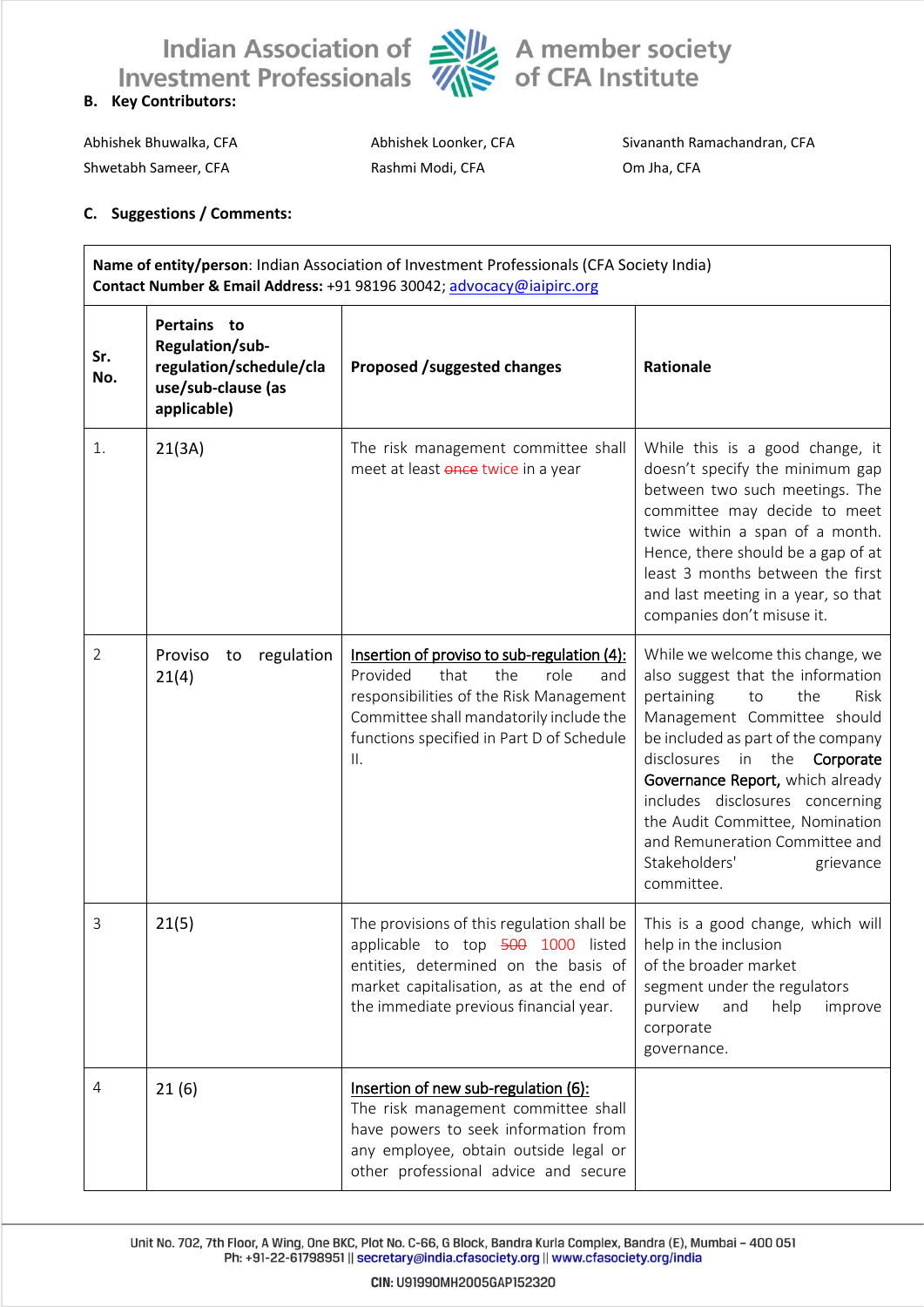### B. Key Contributors:

Abhishek Bhuwalka, CFA
Abhishek Loonker, CFA
Sivananth Ramachandran, CFA
Shwetabh Sameer, CFA
Rashmi Modi, CFA
Om Jha, CFA

### C. Suggestions / Comments:

**Name of entity/person**: Indian Association of Investment Professionals (CFA Society India)
**Contact Number & Email Address:** +91 98196 30042; advocacy@iaipirc.org

| Sr. No. | Pertains to Regulation/sub-regulation/schedule/clause/sub-clause (as applicable) | Proposed /suggested changes | Rationale |
|---|---|---|---|
| 1. | 21(3A) | The risk management committee shall meet at least ~~once~~ twice in a year | While this is a good change, it doesn't specify the minimum gap between two such meetings. The committee may decide to meet twice within a span of a month. Hence, there should be a gap of at least 3 months between the first and last meeting in a year, so that companies don't misuse it. |
| 2 | Proviso to regulation 21(4) | Insertion of proviso to sub-regulation (4): Provided that the role and responsibilities of the Risk Management Committee shall mandatorily include the functions specified in Part D of Schedule II. | While we welcome this change, we also suggest that the information pertaining to the Risk Management Committee should be included as part of the company disclosures in the Corporate Governance Report, which already includes disclosures concerning the Audit Committee, Nomination and Remuneration Committee and Stakeholders' grievance committee. |
| 3 | 21(5) | The provisions of this regulation shall be applicable to top ~~500~~ 1000 listed entities, determined on the basis of market capitalisation, as at the end of the immediate previous financial year. | This is a good change, which will help in the inclusion of the broader market segment under the regulators purview and help improve corporate governance. |
| 4 | 21 (6) | Insertion of new sub-regulation (6): The risk management committee shall have powers to seek information from any employee, obtain outside legal or other professional advice and secure | |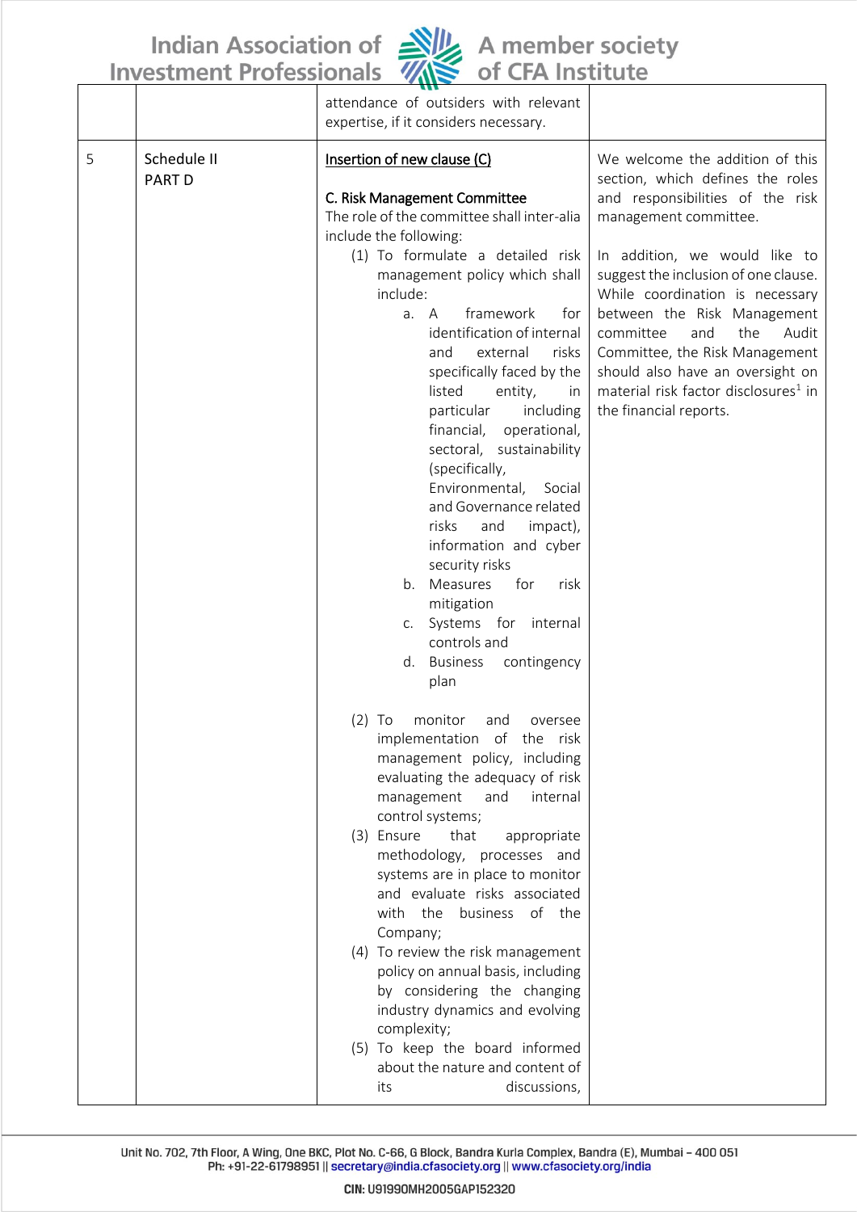| | | attendance of outsiders with relevant expertise, if it considers necessary. | |
|---|---|---|---|
| 5 | Schedule II PART D | <u>Insertion of new clause (C)</u><br><br><u>C. Risk Management Committee</u><br>The role of the committee shall inter-alia include the following:<br>(1) To formulate a detailed risk management policy which shall include:<br>a. A framework for identification of internal and external risks specifically faced by the listed entity, in particular including financial, operational, sectoral, sustainability (specifically, Environmental, Social and Governance related risks and impact), information and cyber security risks<br>b. Measures for risk mitigation<br>c. Systems for internal controls and<br>d. Business contingency plan<br><br>(2) To monitor and oversee implementation of the risk management policy, including evaluating the adequacy of risk management and internal control systems;<br>(3) Ensure that appropriate methodology, processes and systems are in place to monitor and evaluate risks associated with the business of the Company;<br>(4) To review the risk management policy on annual basis, including by considering the changing industry dynamics and evolving complexity;<br>(5) To keep the board informed about the nature and content of its discussions, | We welcome the addition of this section, which defines the roles and responsibilities of the risk management committee.<br><br>In addition, we would like to suggest the inclusion of one clause. While coordination is necessary between the Risk Management committee and the Audit Committee, the Risk Management should also have an oversight on material risk factor disclosures[1] in the financial reports. |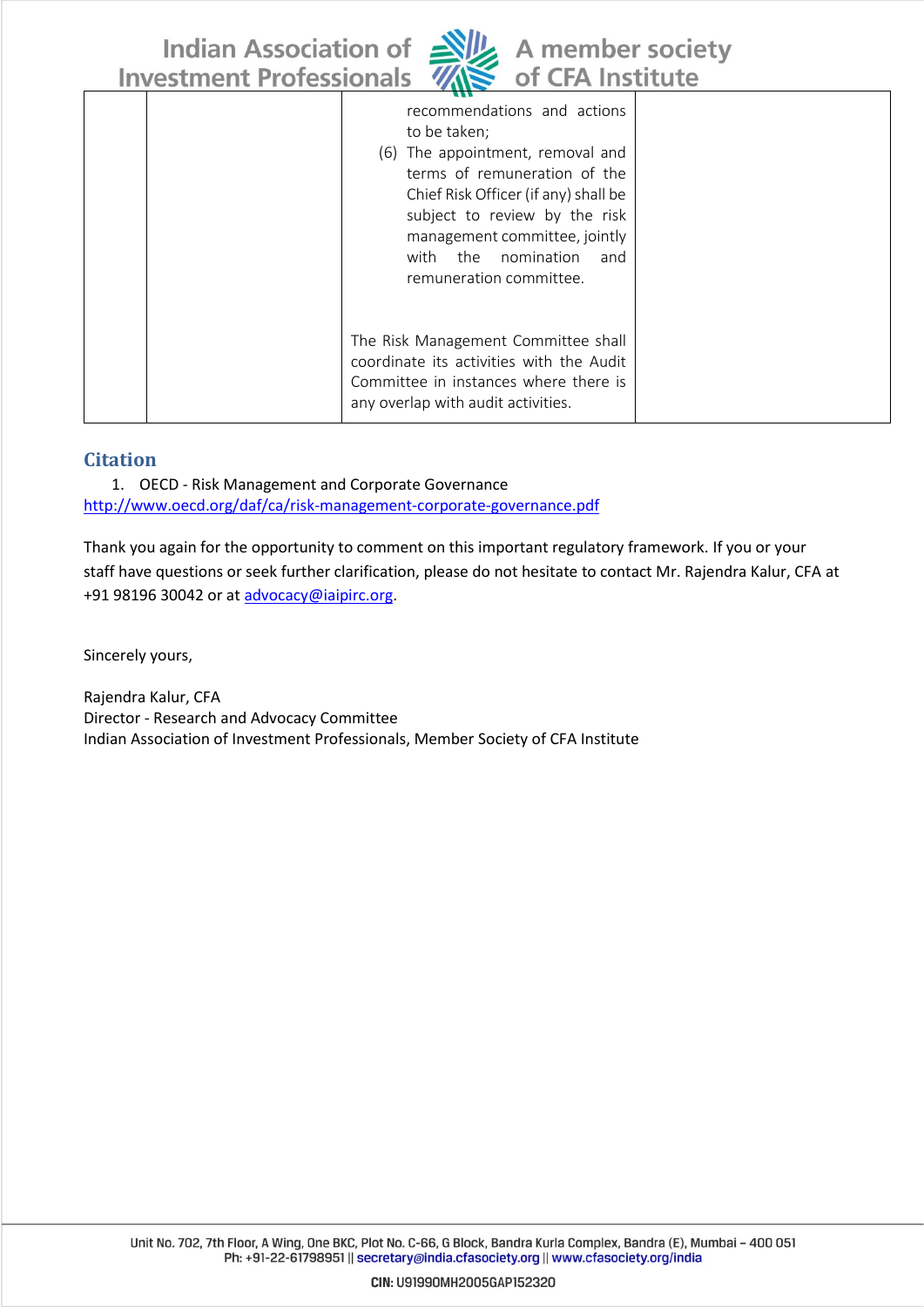| | | | |
|---|---|---|---|
| | | recommendations and actions to be taken;<br>(6) The appointment, removal and terms of remuneration of the Chief Risk Officer (if any) shall be subject to review by the risk management committee, jointly with the nomination and remuneration committee.<br><br>The Risk Management Committee shall coordinate its activities with the Audit Committee in instances where there is any overlap with audit activities. | |

## Citation

1. OECD - Risk Management and Corporate Governance

http://www.oecd.org/daf/ca/risk-management-corporate-governance.pdf

Thank you again for the opportunity to comment on this important regulatory framework. If you or your staff have questions or seek further clarification, please do not hesitate to contact Mr. Rajendra Kalur, CFA at +91 98196 30042 or at advocacy@iaipirc.org.

Sincerely yours,

Rajendra Kalur, CFA
Director - Research and Advocacy Committee
Indian Association of Investment Professionals, Member Society of CFA Institute